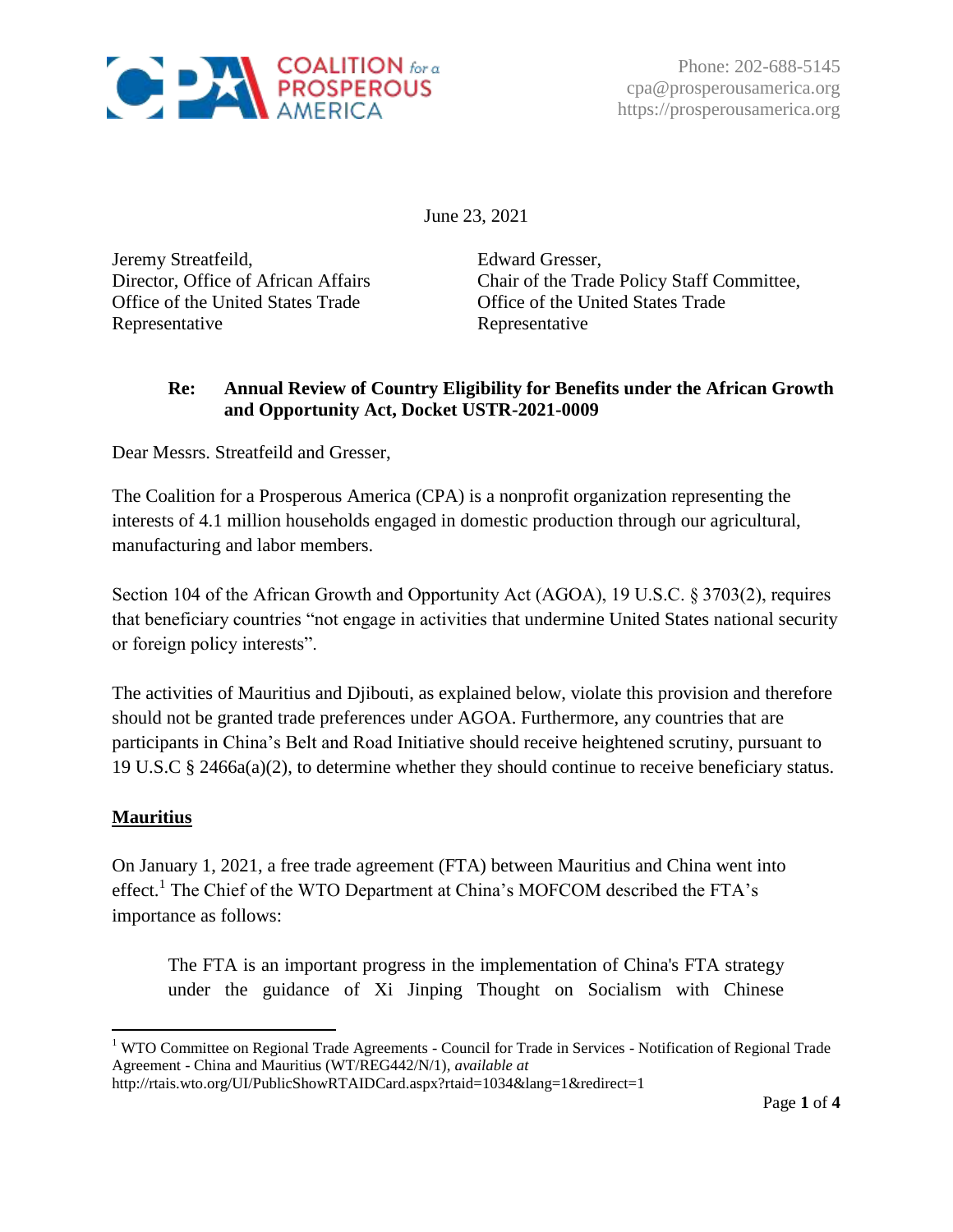Phone: 202-688-5145
cpa@prosperousamerica.org
https://prosperousamerica.org

June 23, 2021

Jeremy Streatfeild,
Director, Office of African Affairs
Office of the United States Trade Representative

Edward Gresser,
Chair of the Trade Policy Staff Committee,
Office of the United States Trade Representative

**Re: Annual Review of Country Eligibility for Benefits under the African Growth and Opportunity Act, Docket USTR-2021-0009**

Dear Messrs. Streatfeild and Gresser,

The Coalition for a Prosperous America (CPA) is a nonprofit organization representing the interests of 4.1 million households engaged in domestic production through our agricultural, manufacturing and labor members.

Section 104 of the African Growth and Opportunity Act (AGOA), 19 U.S.C. § 3703(2), requires that beneficiary countries "not engage in activities that undermine United States national security or foreign policy interests".

The activities of Mauritius and Djibouti, as explained below, violate this provision and therefore should not be granted trade preferences under AGOA. Furthermore, any countries that are participants in China's Belt and Road Initiative should receive heightened scrutiny, pursuant to 19 U.S.C § 2466a(a)(2), to determine whether they should continue to receive beneficiary status.

## Mauritius

On January 1, 2021, a free trade agreement (FTA) between Mauritius and China went into effect.[1] The Chief of the WTO Department at China's MOFCOM described the FTA's importance as follows:

> The FTA is an important progress in the implementation of China's FTA strategy under the guidance of Xi Jinping Thought on Socialism with Chinese

[1] WTO Committee on Regional Trade Agreements - Council for Trade in Services - Notification of Regional Trade Agreement - China and Mauritius (WT/REG442/N/1), *available at* http://rtais.wto.org/UI/PublicShowRTAIDCard.aspx?rtaid=1034&lang=1&redirect=1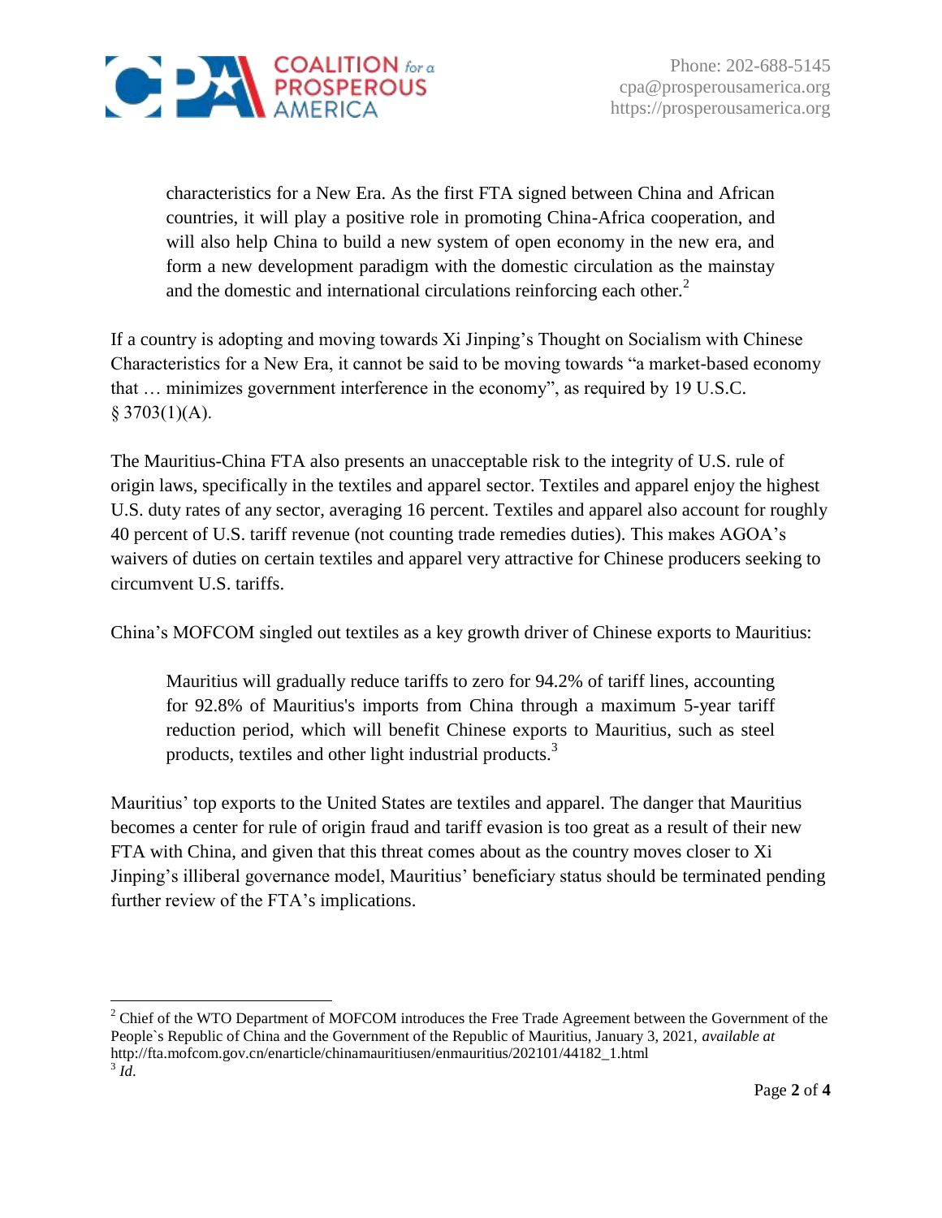> characteristics for a New Era. As the first FTA signed between China and African countries, it will play a positive role in promoting China-Africa cooperation, and will also help China to build a new system of open economy in the new era, and form a new development paradigm with the domestic circulation as the mainstay and the domestic and international circulations reinforcing each other.[2]

If a country is adopting and moving towards Xi Jinping's Thought on Socialism with Chinese Characteristics for a New Era, it cannot be said to be moving towards "a market-based economy that … minimizes government interference in the economy", as required by 19 U.S.C. § 3703(1)(A).

The Mauritius-China FTA also presents an unacceptable risk to the integrity of U.S. rule of origin laws, specifically in the textiles and apparel sector. Textiles and apparel enjoy the highest U.S. duty rates of any sector, averaging 16 percent. Textiles and apparel also account for roughly 40 percent of U.S. tariff revenue (not counting trade remedies duties). This makes AGOA's waivers of duties on certain textiles and apparel very attractive for Chinese producers seeking to circumvent U.S. tariffs.

China's MOFCOM singled out textiles as a key growth driver of Chinese exports to Mauritius:

> Mauritius will gradually reduce tariffs to zero for 94.2% of tariff lines, accounting for 92.8% of Mauritius's imports from China through a maximum 5-year tariff reduction period, which will benefit Chinese exports to Mauritius, such as steel products, textiles and other light industrial products.[3]

Mauritius' top exports to the United States are textiles and apparel. The danger that Mauritius becomes a center for rule of origin fraud and tariff evasion is too great as a result of their new FTA with China, and given that this threat comes about as the country moves closer to Xi Jinping's illiberal governance model, Mauritius' beneficiary status should be terminated pending further review of the FTA's implications.

---

[2] Chief of the WTO Department of MOFCOM introduces the Free Trade Agreement between the Government of the People`s Republic of China and the Government of the Republic of Mauritius, January 3, 2021, *available at* http://fta.mofcom.gov.cn/enarticle/chinamauritiusen/enmauritius/202101/44182_1.html

[3] *Id*.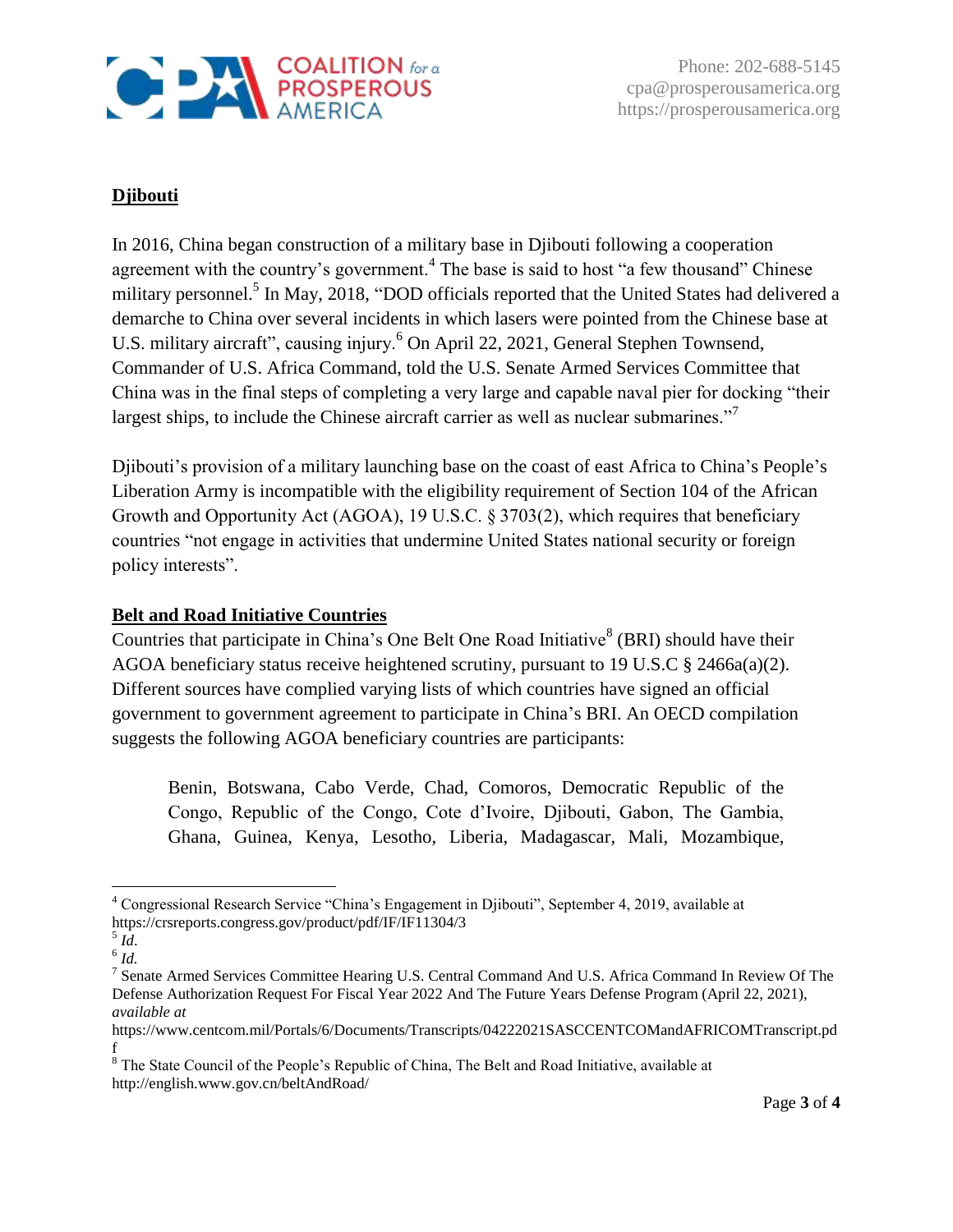**Djibouti**

In 2016, China began construction of a military base in Djibouti following a cooperation agreement with the country's government.[4] The base is said to host "a few thousand" Chinese military personnel.[5] In May, 2018, "DOD officials reported that the United States had delivered a demarche to China over several incidents in which lasers were pointed from the Chinese base at U.S. military aircraft", causing injury.[6] On April 22, 2021, General Stephen Townsend, Commander of U.S. Africa Command, told the U.S. Senate Armed Services Committee that China was in the final steps of completing a very large and capable naval pier for docking "their largest ships, to include the Chinese aircraft carrier as well as nuclear submarines."[7]

Djibouti's provision of a military launching base on the coast of east Africa to China's People's Liberation Army is incompatible with the eligibility requirement of Section 104 of the African Growth and Opportunity Act (AGOA), 19 U.S.C. § 3703(2), which requires that beneficiary countries "not engage in activities that undermine United States national security or foreign policy interests".

**Belt and Road Initiative Countries**

Countries that participate in China's One Belt One Road Initiative[8] (BRI) should have their AGOA beneficiary status receive heightened scrutiny, pursuant to 19 U.S.C § 2466a(a)(2). Different sources have complied varying lists of which countries have signed an official government to government agreement to participate in China's BRI. An OECD compilation suggests the following AGOA beneficiary countries are participants:

> Benin, Botswana, Cabo Verde, Chad, Comoros, Democratic Republic of the Congo, Republic of the Congo, Cote d'Ivoire, Djibouti, Gabon, The Gambia, Ghana, Guinea, Kenya, Lesotho, Liberia, Madagascar, Mali, Mozambique,

---

[4] Congressional Research Service "China's Engagement in Djibouti", September 4, 2019, available at https://crsreports.congress.gov/product/pdf/IF/IF11304/3

[5] *Id.*

[6] *Id.*

[7] Senate Armed Services Committee Hearing U.S. Central Command And U.S. Africa Command In Review Of The Defense Authorization Request For Fiscal Year 2022 And The Future Years Defense Program (April 22, 2021), *available at* https://www.centcom.mil/Portals/6/Documents/Transcripts/04222021SASCCENTCOMandAFRICOMTranscript.pdf

[8] The State Council of the People's Republic of China, The Belt and Road Initiative, available at http://english.www.gov.cn/beltAndRoad/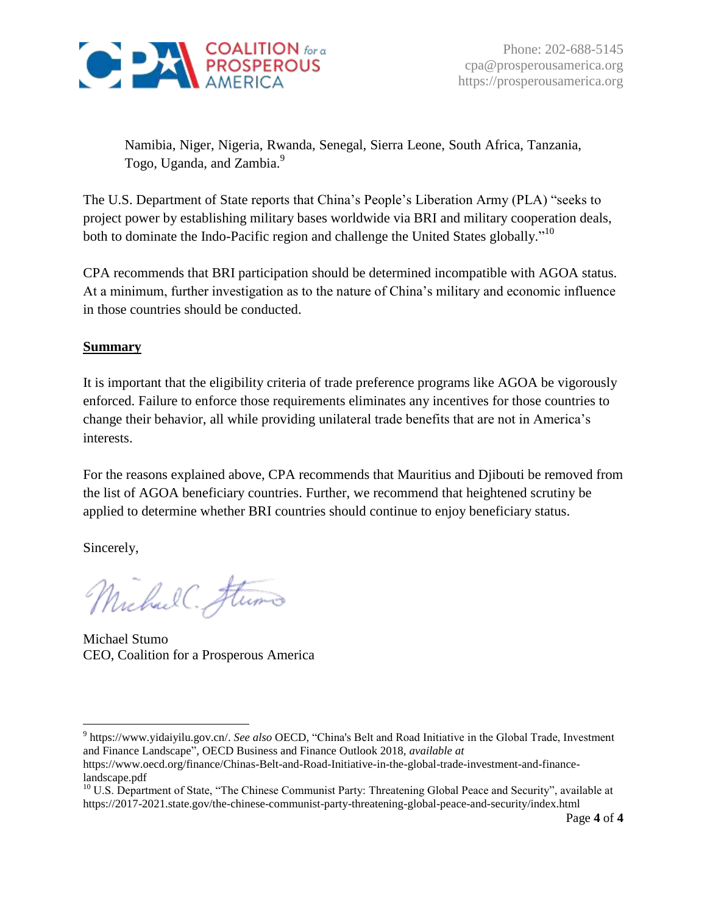Namibia, Niger, Nigeria, Rwanda, Senegal, Sierra Leone, South Africa, Tanzania, Togo, Uganda, and Zambia.[9]

The U.S. Department of State reports that China's People's Liberation Army (PLA) "seeks to project power by establishing military bases worldwide via BRI and military cooperation deals, both to dominate the Indo-Pacific region and challenge the United States globally."[10]

CPA recommends that BRI participation should be determined incompatible with AGOA status. At a minimum, further investigation as to the nature of China's military and economic influence in those countries should be conducted.

## Summary

It is important that the eligibility criteria of trade preference programs like AGOA be vigorously enforced. Failure to enforce those requirements eliminates any incentives for those countries to change their behavior, all while providing unilateral trade benefits that are not in America's interests.

For the reasons explained above, CPA recommends that Mauritius and Djibouti be removed from the list of AGOA beneficiary countries. Further, we recommend that heightened scrutiny be applied to determine whether BRI countries should continue to enjoy beneficiary status.

Sincerely,

Michael Stumo
CEO, Coalition for a Prosperous America

---

[9] https://www.yidaiyilu.gov.cn/. *See also* OECD, "China's Belt and Road Initiative in the Global Trade, Investment and Finance Landscape", OECD Business and Finance Outlook 2018, *available at* https://www.oecd.org/finance/Chinas-Belt-and-Road-Initiative-in-the-global-trade-investment-and-finance-landscape.pdf

[10] U.S. Department of State, "The Chinese Communist Party: Threatening Global Peace and Security", available at https://2017-2021.state.gov/the-chinese-communist-party-threatening-global-peace-and-security/index.html